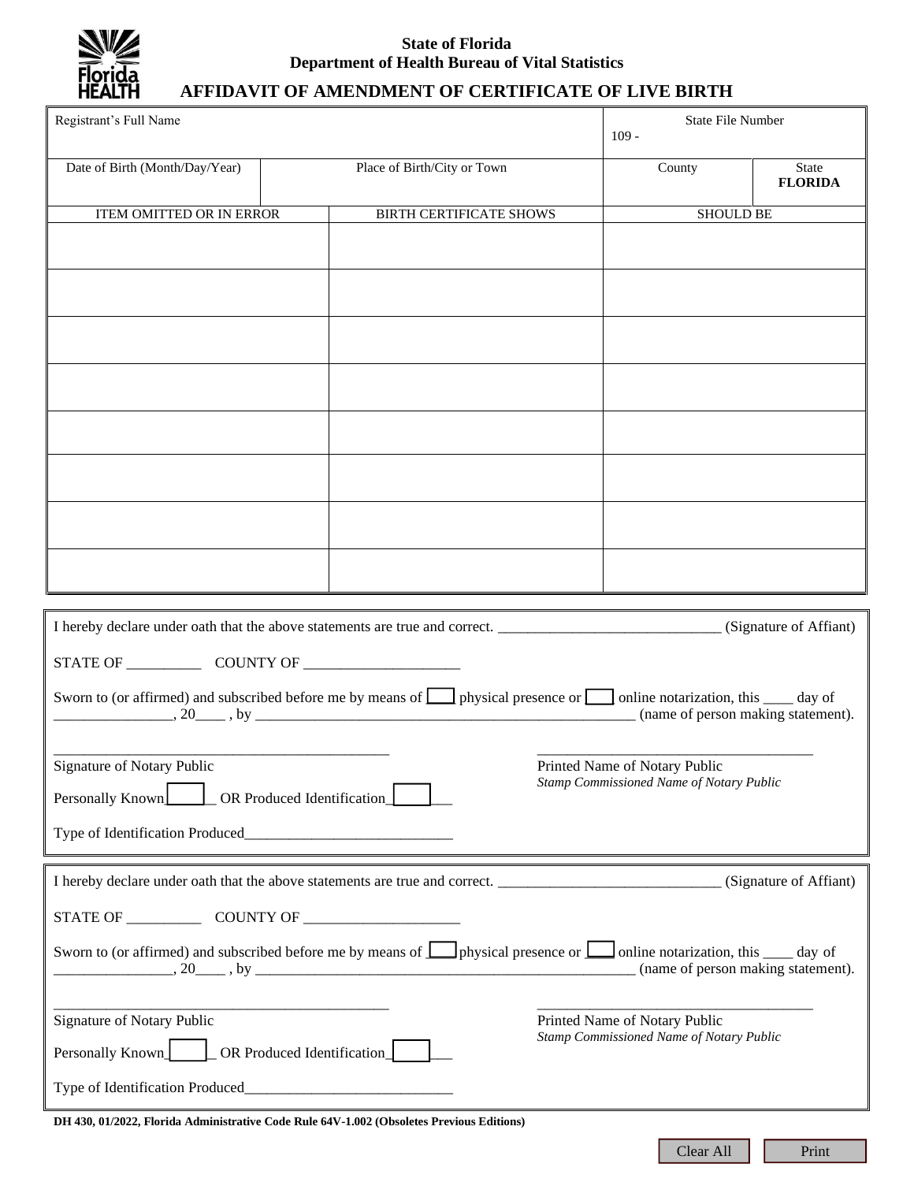**State of Florida**
**Department of Health Bureau of Vital Statistics**

# AFFIDAVIT OF AMENDMENT OF CERTIFICATE OF LIVE BIRTH

| Registrant's Full Name | | State File Number 109 - | |
|---|---|---|---|
| Date of Birth (Month/Day/Year) | Place of Birth/City or Town | County | State **FLORIDA** |

| ITEM OMITTED OR IN ERROR | BIRTH CERTIFICATE SHOWS | SHOULD BE |
|---|---|---|
| | | |
| | | |
| | | |
| | | |
| | | |
| | | |
| | | |
| | | |

I hereby declare under oath that the above statements are true and correct. ______________________________ (Signature of Affiant)

STATE OF __________ COUNTY OF _____________________

Sworn to (or affirmed) and subscribed before me by means of ☐ physical presence or ☐ online notarization, this ____ day of ________________, 20____ , by _____________________________________________________ (name of person making statement).

_____________________________________________ Signature of Notary Public

_____________________________________ Printed Name of Notary Public
*Stamp Commissioned Name of Notary Public*

Personally Known ☐ OR Produced Identification ☐

Type of Identification Produced___________________________

I hereby declare under oath that the above statements are true and correct. ______________________________ (Signature of Affiant)

STATE OF __________ COUNTY OF _____________________

Sworn to (or affirmed) and subscribed before me by means of ☐ physical presence or ☐ online notarization, this ____ day of ________________, 20____ , by _____________________________________________________ (name of person making statement).

_____________________________________________ Signature of Notary Public

_____________________________________ Printed Name of Notary Public
*Stamp Commissioned Name of Notary Public*

Personally Known ☐ OR Produced Identification ☐

Type of Identification Produced___________________________

**DH 430, 01/2022, Florida Administrative Code Rule 64V-1.002 (Obsoletes Previous Editions)**

Clear All | Print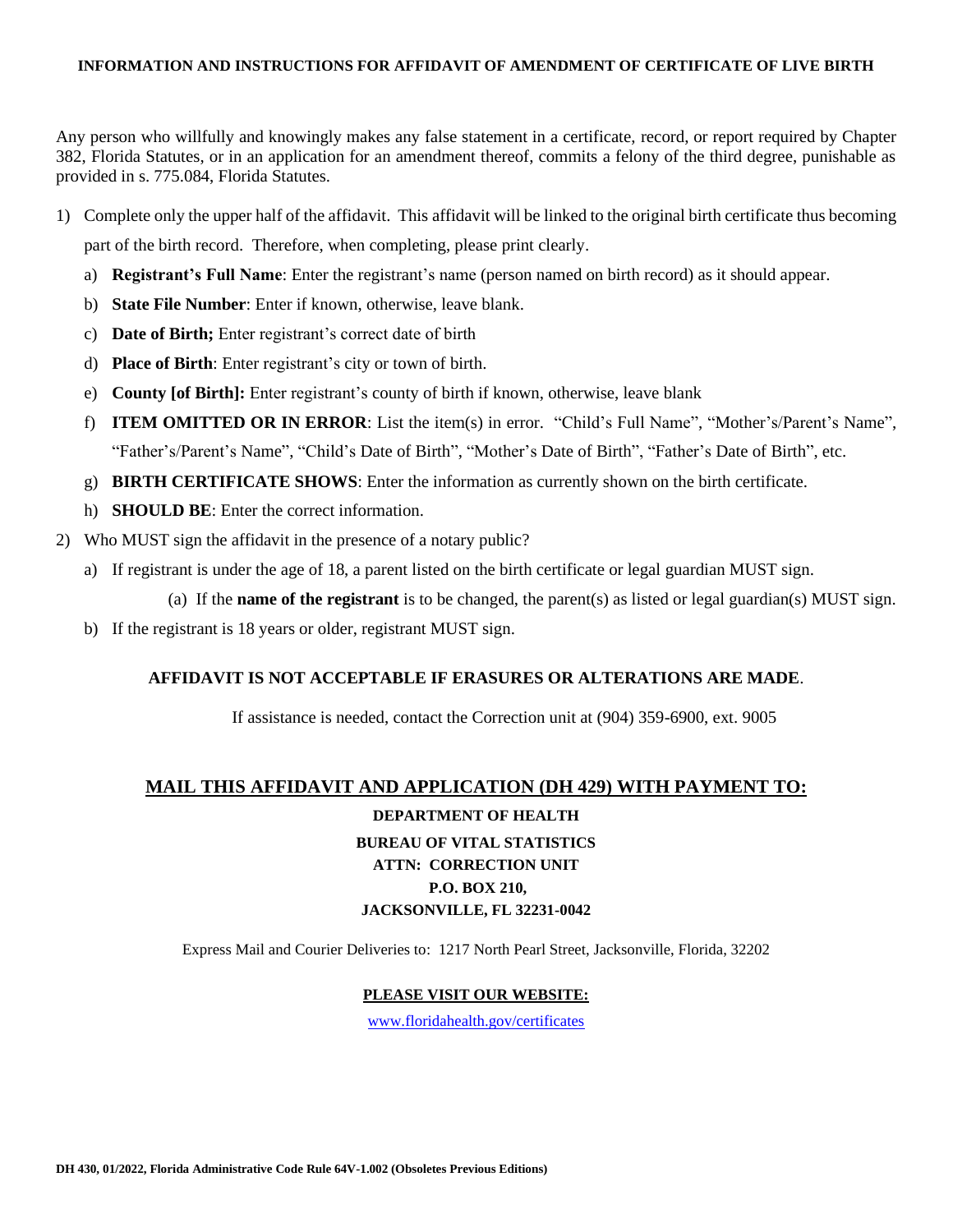**INFORMATION AND INSTRUCTIONS FOR AFFIDAVIT OF AMENDMENT OF CERTIFICATE OF LIVE BIRTH**

Any person who willfully and knowingly makes any false statement in a certificate, record, or report required by Chapter 382, Florida Statutes, or in an application for an amendment thereof, commits a felony of the third degree, punishable as provided in s. 775.084, Florida Statutes.

1) Complete only the upper half of the affidavit. This affidavit will be linked to the original birth certificate thus becoming part of the birth record. Therefore, when completing, please print clearly.
   a) **Registrant's Full Name**: Enter the registrant's name (person named on birth record) as it should appear.
   b) **State File Number**: Enter if known, otherwise, leave blank.
   c) **Date of Birth;** Enter registrant's correct date of birth
   d) **Place of Birth**: Enter registrant's city or town of birth.
   e) **County [of Birth]:** Enter registrant's county of birth if known, otherwise, leave blank
   f) **ITEM OMITTED OR IN ERROR**: List the item(s) in error. "Child's Full Name", "Mother's/Parent's Name", "Father's/Parent's Name", "Child's Date of Birth", "Mother's Date of Birth", "Father's Date of Birth", etc.
   g) **BIRTH CERTIFICATE SHOWS**: Enter the information as currently shown on the birth certificate.
   h) **SHOULD BE**: Enter the correct information.
2) Who MUST sign the affidavit in the presence of a notary public?
   a) If registrant is under the age of 18, a parent listed on the birth certificate or legal guardian MUST sign.
      (a) If the **name of the registrant** is to be changed, the parent(s) as listed or legal guardian(s) MUST sign.
   b) If the registrant is 18 years or older, registrant MUST sign.

**AFFIDAVIT IS NOT ACCEPTABLE IF ERASURES OR ALTERATIONS ARE MADE**.

If assistance is needed, contact the Correction unit at (904) 359-6900, ext. 9005

## MAIL THIS AFFIDAVIT AND APPLICATION (DH 429) WITH PAYMENT TO:

**DEPARTMENT OF HEALTH**
**BUREAU OF VITAL STATISTICS**
**ATTN: CORRECTION UNIT**
**P.O. BOX 210,**
**JACKSONVILLE, FL 32231-0042**

Express Mail and Courier Deliveries to: 1217 North Pearl Street, Jacksonville, Florida, 32202

**PLEASE VISIT OUR WEBSITE:**

www.floridahealth.gov/certificates

**DH 430, 01/2022, Florida Administrative Code Rule 64V-1.002 (Obsoletes Previous Editions)**